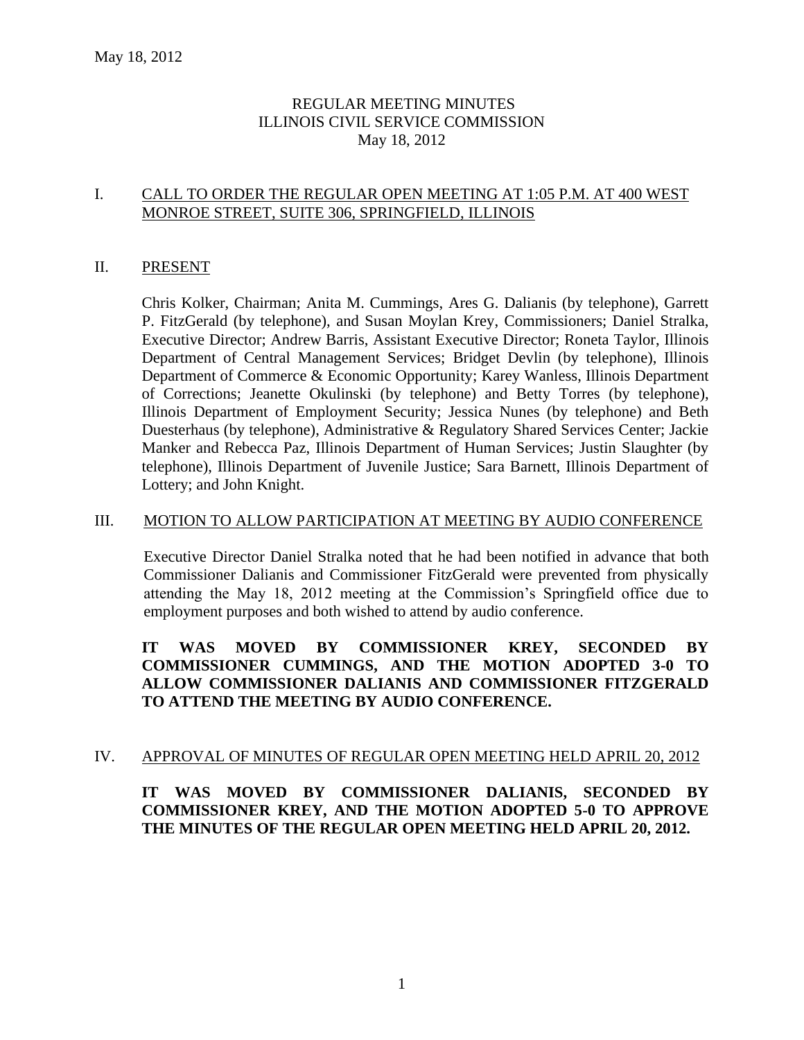May 18, 2012

REGULAR MEETING MINUTES
ILLINOIS CIVIL SERVICE COMMISSION
May 18, 2012

## I. CALL TO ORDER THE REGULAR OPEN MEETING AT 1:05 P.M. AT 400 WEST MONROE STREET, SUITE 306, SPRINGFIELD, ILLINOIS

## II. PRESENT

Chris Kolker, Chairman; Anita M. Cummings, Ares G. Dalianis (by telephone), Garrett P. FitzGerald (by telephone), and Susan Moylan Krey, Commissioners; Daniel Stralka, Executive Director; Andrew Barris, Assistant Executive Director; Roneta Taylor, Illinois Department of Central Management Services; Bridget Devlin (by telephone), Illinois Department of Commerce & Economic Opportunity; Karey Wanless, Illinois Department of Corrections; Jeanette Okulinski (by telephone) and Betty Torres (by telephone), Illinois Department of Employment Security; Jessica Nunes (by telephone) and Beth Duesterhaus (by telephone), Administrative & Regulatory Shared Services Center; Jackie Manker and Rebecca Paz, Illinois Department of Human Services; Justin Slaughter (by telephone), Illinois Department of Juvenile Justice; Sara Barnett, Illinois Department of Lottery; and John Knight.

## III. MOTION TO ALLOW PARTICIPATION AT MEETING BY AUDIO CONFERENCE

Executive Director Daniel Stralka noted that he had been notified in advance that both Commissioner Dalianis and Commissioner FitzGerald were prevented from physically attending the May 18, 2012 meeting at the Commission's Springfield office due to employment purposes and both wished to attend by audio conference.

**IT WAS MOVED BY COMMISSIONER KREY, SECONDED BY COMMISSIONER CUMMINGS, AND THE MOTION ADOPTED 3-0 TO ALLOW COMMISSIONER DALIANIS AND COMMISSIONER FITZGERALD TO ATTEND THE MEETING BY AUDIO CONFERENCE.**

## IV. APPROVAL OF MINUTES OF REGULAR OPEN MEETING HELD APRIL 20, 2012

**IT WAS MOVED BY COMMISSIONER DALIANIS, SECONDED BY COMMISSIONER KREY, AND THE MOTION ADOPTED 5-0 TO APPROVE THE MINUTES OF THE REGULAR OPEN MEETING HELD APRIL 20, 2012.**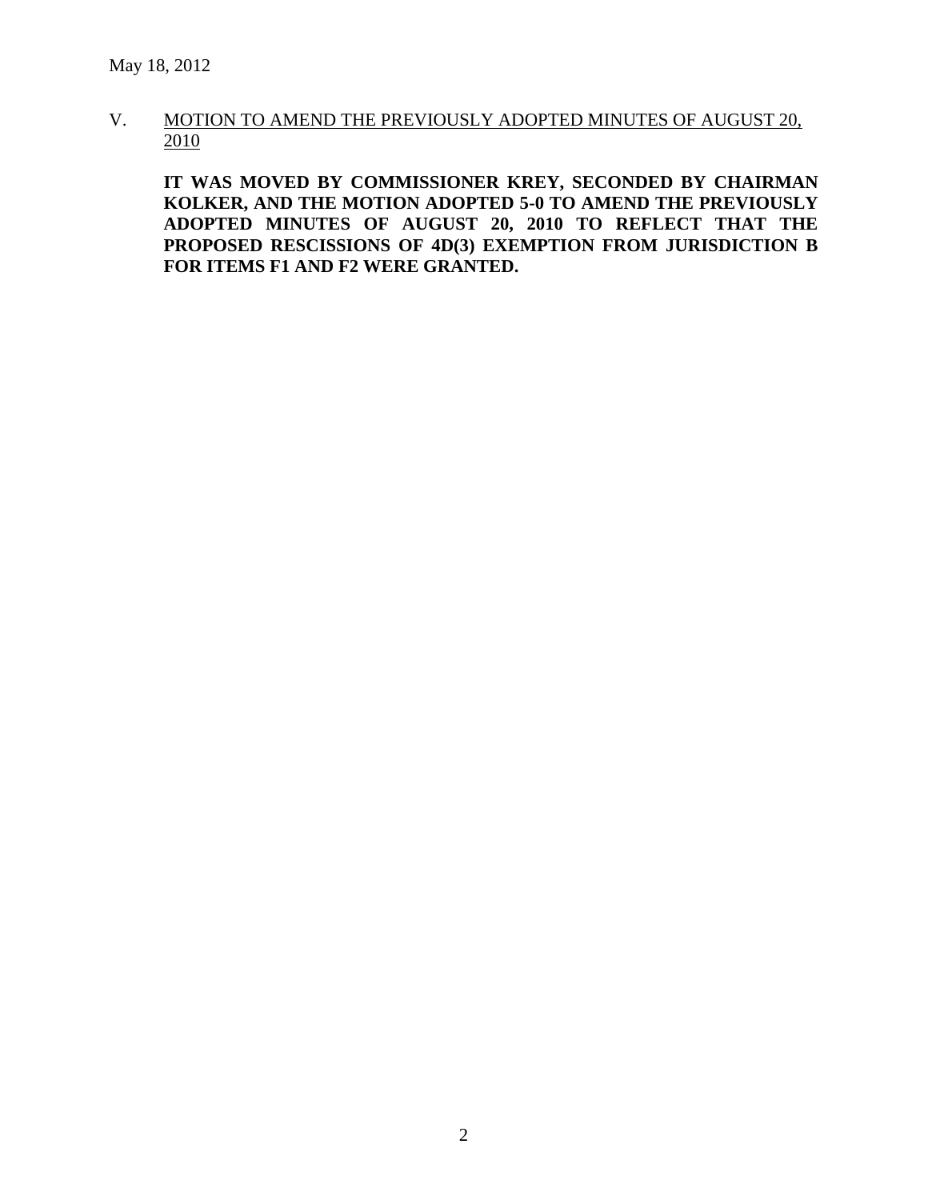## V. MOTION TO AMEND THE PREVIOUSLY ADOPTED MINUTES OF AUGUST 20, 2010

**IT WAS MOVED BY COMMISSIONER KREY, SECONDED BY CHAIRMAN KOLKER, AND THE MOTION ADOPTED 5-0 TO AMEND THE PREVIOUSLY ADOPTED MINUTES OF AUGUST 20, 2010 TO REFLECT THAT THE PROPOSED RESCISSIONS OF 4D(3) EXEMPTION FROM JURISDICTION B FOR ITEMS F1 AND F2 WERE GRANTED.**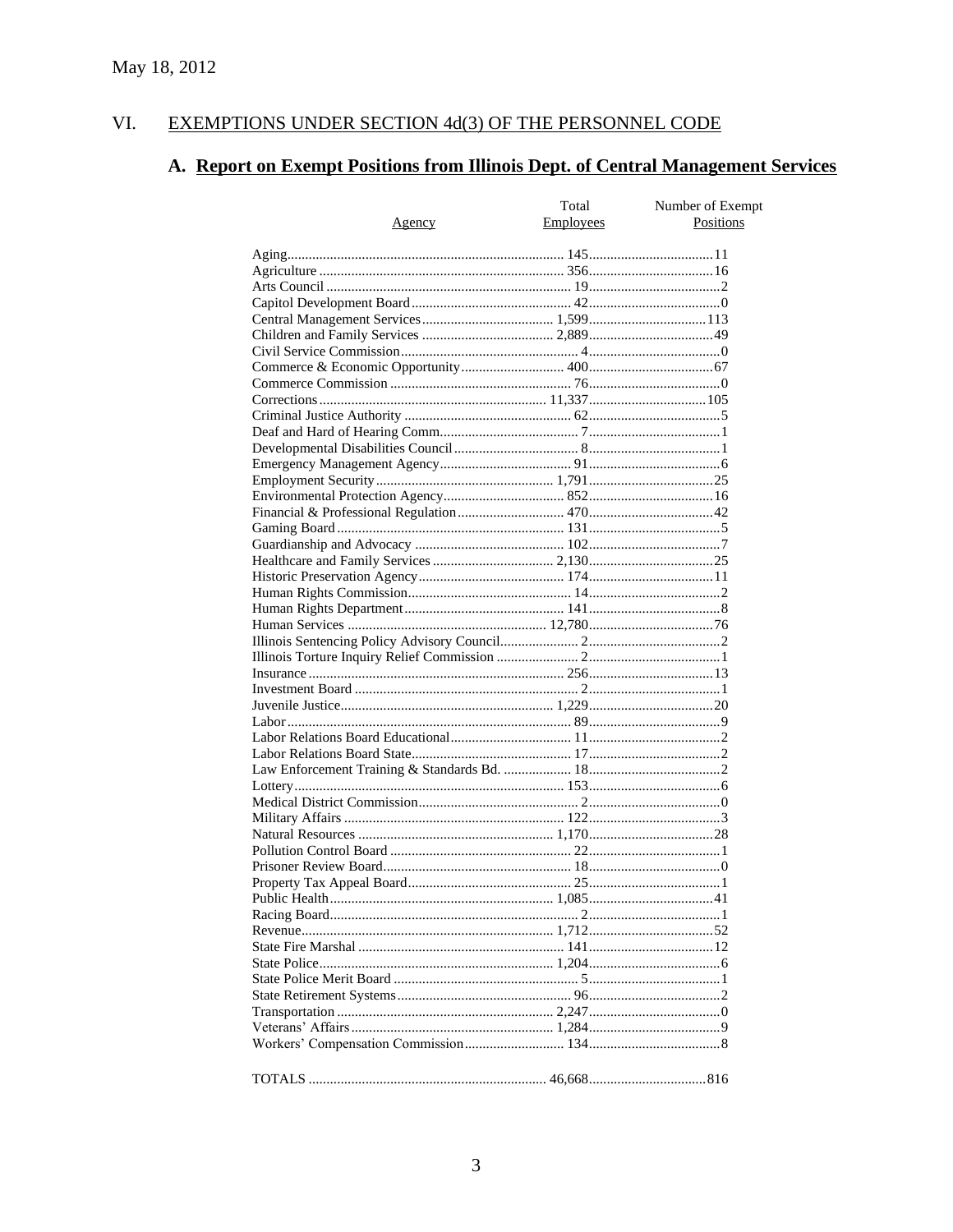May 18, 2012

## VI. EXEMPTIONS UNDER SECTION 4d(3) OF THE PERSONNEL CODE

### A. Report on Exempt Positions from Illinois Dept. of Central Management Services

| Agency | Total Employees | Number of Exempt Positions |
|---|---|---|
| Aging | 145 | 11 |
| Agriculture | 356 | 16 |
| Arts Council | 19 | 2 |
| Capitol Development Board | 42 | 0 |
| Central Management Services | 1,599 | 113 |
| Children and Family Services | 2,889 | 49 |
| Civil Service Commission | 4 | 0 |
| Commerce & Economic Opportunity | 400 | 67 |
| Commerce Commission | 76 | 0 |
| Corrections | 11,337 | 105 |
| Criminal Justice Authority | 62 | 5 |
| Deaf and Hard of Hearing Comm. | 7 | 1 |
| Developmental Disabilities Council | 8 | 1 |
| Emergency Management Agency | 91 | 6 |
| Employment Security | 1,791 | 25 |
| Environmental Protection Agency | 852 | 16 |
| Financial & Professional Regulation | 470 | 42 |
| Gaming Board | 131 | 5 |
| Guardianship and Advocacy | 102 | 7 |
| Healthcare and Family Services | 2,130 | 25 |
| Historic Preservation Agency | 174 | 11 |
| Human Rights Commission | 14 | 2 |
| Human Rights Department | 141 | 8 |
| Human Services | 12,780 | 76 |
| Illinois Sentencing Policy Advisory Council | 2 | 2 |
| Illinois Torture Inquiry Relief Commission | 2 | 1 |
| Insurance | 256 | 13 |
| Investment Board | 2 | 1 |
| Juvenile Justice | 1,229 | 20 |
| Labor | 89 | 9 |
| Labor Relations Board Educational | 11 | 2 |
| Labor Relations Board State | 17 | 2 |
| Law Enforcement Training & Standards Bd. | 18 | 2 |
| Lottery | 153 | 6 |
| Medical District Commission | 2 | 0 |
| Military Affairs | 122 | 3 |
| Natural Resources | 1,170 | 28 |
| Pollution Control Board | 22 | 1 |
| Prisoner Review Board | 18 | 0 |
| Property Tax Appeal Board | 25 | 1 |
| Public Health | 1,085 | 41 |
| Racing Board | 2 | 1 |
| Revenue | 1,712 | 52 |
| State Fire Marshal | 141 | 12 |
| State Police | 1,204 | 6 |
| State Police Merit Board | 5 | 1 |
| State Retirement Systems | 96 | 2 |
| Transportation | 2,247 | 0 |
| Veterans' Affairs | 1,284 | 9 |
| Workers' Compensation Commission | 134 | 8 |
| TOTALS | 46,668 | 816 |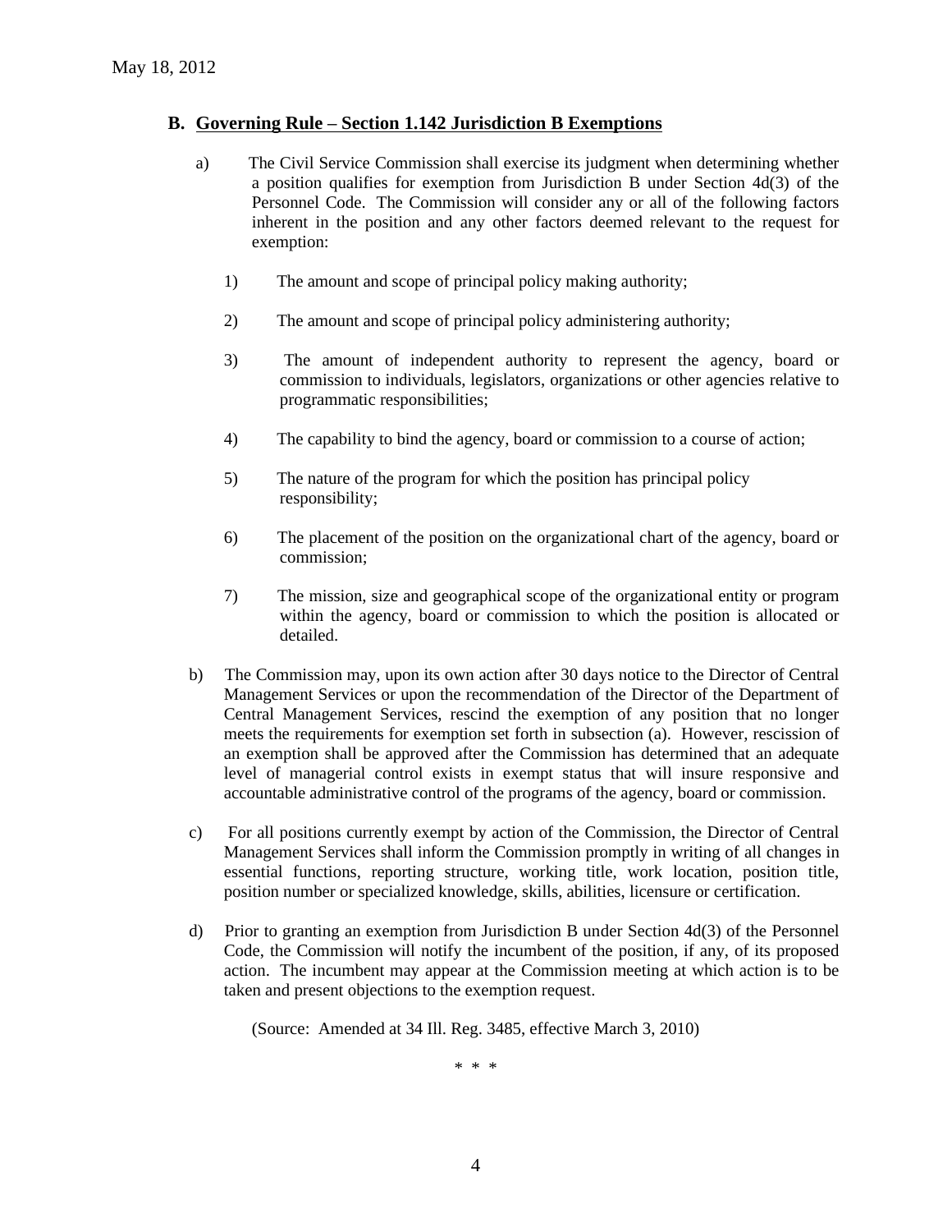## B. Governing Rule – Section 1.142 Jurisdiction B Exemptions

a) The Civil Service Commission shall exercise its judgment when determining whether a position qualifies for exemption from Jurisdiction B under Section 4d(3) of the Personnel Code. The Commission will consider any or all of the following factors inherent in the position and any other factors deemed relevant to the request for exemption:

1) The amount and scope of principal policy making authority;

2) The amount and scope of principal policy administering authority;

3) The amount of independent authority to represent the agency, board or commission to individuals, legislators, organizations or other agencies relative to programmatic responsibilities;

4) The capability to bind the agency, board or commission to a course of action;

5) The nature of the program for which the position has principal policy responsibility;

6) The placement of the position on the organizational chart of the agency, board or commission;

7) The mission, size and geographical scope of the organizational entity or program within the agency, board or commission to which the position is allocated or detailed.

b) The Commission may, upon its own action after 30 days notice to the Director of Central Management Services or upon the recommendation of the Director of the Department of Central Management Services, rescind the exemption of any position that no longer meets the requirements for exemption set forth in subsection (a). However, rescission of an exemption shall be approved after the Commission has determined that an adequate level of managerial control exists in exempt status that will insure responsive and accountable administrative control of the programs of the agency, board or commission.

c) For all positions currently exempt by action of the Commission, the Director of Central Management Services shall inform the Commission promptly in writing of all changes in essential functions, reporting structure, working title, work location, position title, position number or specialized knowledge, skills, abilities, licensure or certification.

d) Prior to granting an exemption from Jurisdiction B under Section 4d(3) of the Personnel Code, the Commission will notify the incumbent of the position, if any, of its proposed action. The incumbent may appear at the Commission meeting at which action is to be taken and present objections to the exemption request.

(Source: Amended at 34 Ill. Reg. 3485, effective March 3, 2010)

\* \* \*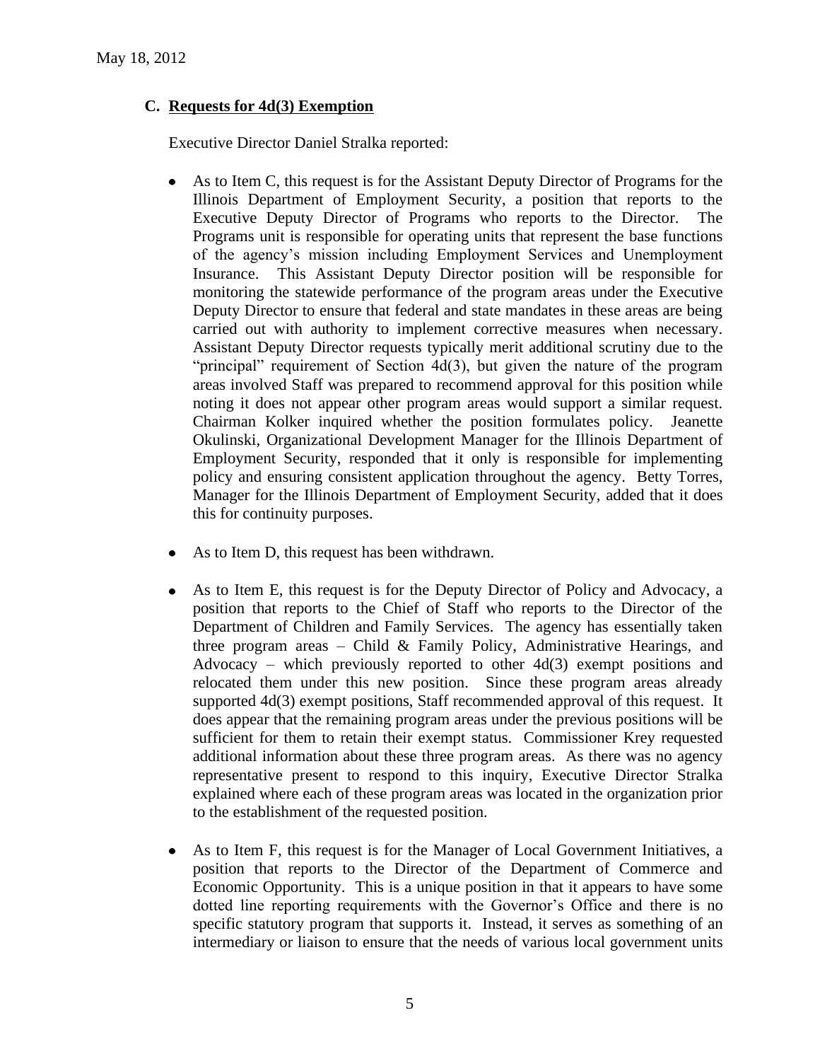### C. **Requests for 4d(3) Exemption**

Executive Director Daniel Stralka reported:

- As to Item C, this request is for the Assistant Deputy Director of Programs for the Illinois Department of Employment Security, a position that reports to the Executive Deputy Director of Programs who reports to the Director. The Programs unit is responsible for operating units that represent the base functions of the agency's mission including Employment Services and Unemployment Insurance. This Assistant Deputy Director position will be responsible for monitoring the statewide performance of the program areas under the Executive Deputy Director to ensure that federal and state mandates in these areas are being carried out with authority to implement corrective measures when necessary. Assistant Deputy Director requests typically merit additional scrutiny due to the "principal" requirement of Section 4d(3), but given the nature of the program areas involved Staff was prepared to recommend approval for this position while noting it does not appear other program areas would support a similar request. Chairman Kolker inquired whether the position formulates policy. Jeanette Okulinski, Organizational Development Manager for the Illinois Department of Employment Security, responded that it only is responsible for implementing policy and ensuring consistent application throughout the agency. Betty Torres, Manager for the Illinois Department of Employment Security, added that it does this for continuity purposes.

- As to Item D, this request has been withdrawn.

- As to Item E, this request is for the Deputy Director of Policy and Advocacy, a position that reports to the Chief of Staff who reports to the Director of the Department of Children and Family Services. The agency has essentially taken three program areas – Child & Family Policy, Administrative Hearings, and Advocacy – which previously reported to other 4d(3) exempt positions and relocated them under this new position. Since these program areas already supported 4d(3) exempt positions, Staff recommended approval of this request. It does appear that the remaining program areas under the previous positions will be sufficient for them to retain their exempt status. Commissioner Krey requested additional information about these three program areas. As there was no agency representative present to respond to this inquiry, Executive Director Stralka explained where each of these program areas was located in the organization prior to the establishment of the requested position.

- As to Item F, this request is for the Manager of Local Government Initiatives, a position that reports to the Director of the Department of Commerce and Economic Opportunity. This is a unique position in that it appears to have some dotted line reporting requirements with the Governor's Office and there is no specific statutory program that supports it. Instead, it serves as something of an intermediary or liaison to ensure that the needs of various local government units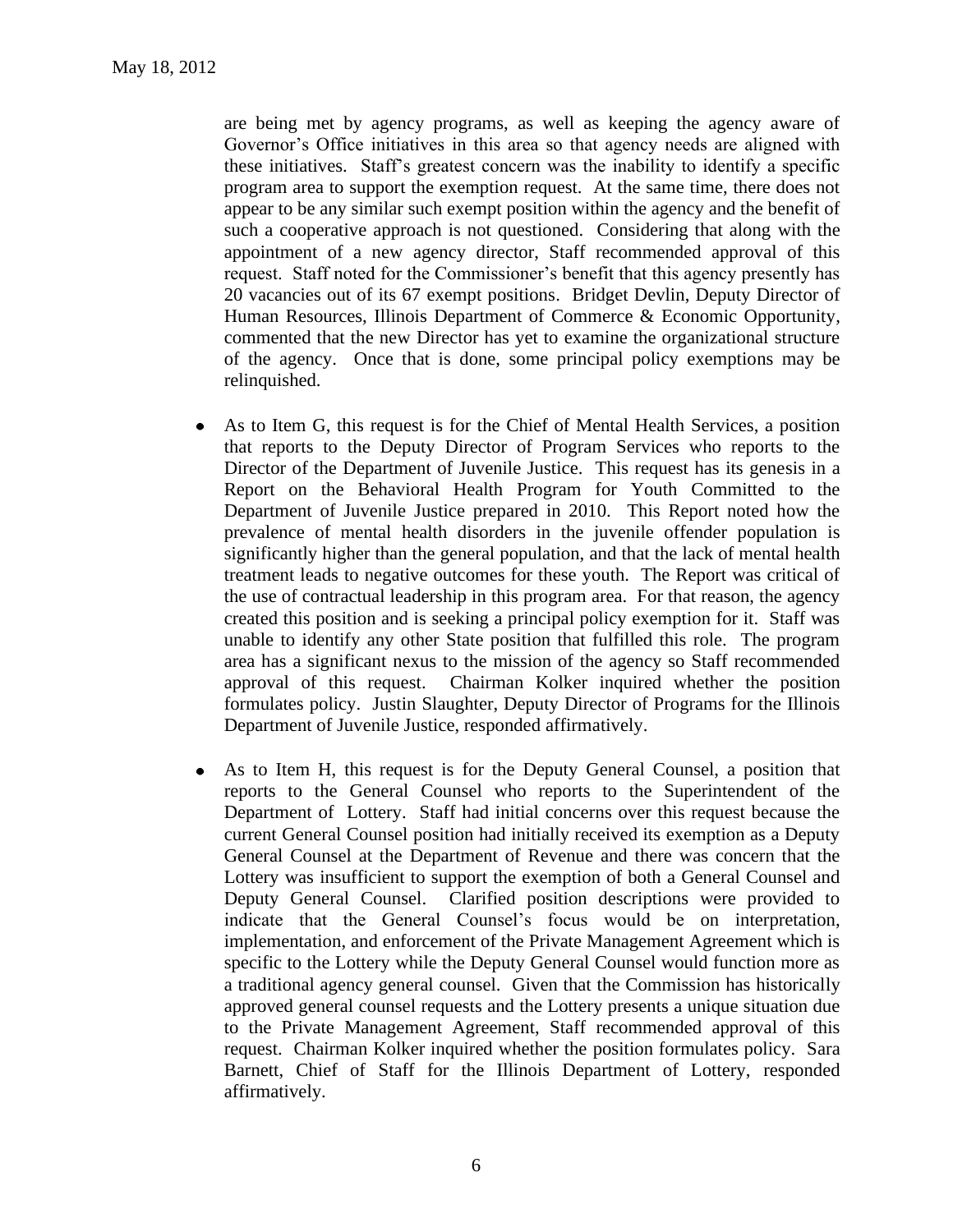are being met by agency programs, as well as keeping the agency aware of Governor's Office initiatives in this area so that agency needs are aligned with these initiatives. Staff's greatest concern was the inability to identify a specific program area to support the exemption request. At the same time, there does not appear to be any similar such exempt position within the agency and the benefit of such a cooperative approach is not questioned. Considering that along with the appointment of a new agency director, Staff recommended approval of this request. Staff noted for the Commissioner's benefit that this agency presently has 20 vacancies out of its 67 exempt positions. Bridget Devlin, Deputy Director of Human Resources, Illinois Department of Commerce & Economic Opportunity, commented that the new Director has yet to examine the organizational structure of the agency. Once that is done, some principal policy exemptions may be relinquished.

- As to Item G, this request is for the Chief of Mental Health Services, a position that reports to the Deputy Director of Program Services who reports to the Director of the Department of Juvenile Justice. This request has its genesis in a Report on the Behavioral Health Program for Youth Committed to the Department of Juvenile Justice prepared in 2010. This Report noted how the prevalence of mental health disorders in the juvenile offender population is significantly higher than the general population, and that the lack of mental health treatment leads to negative outcomes for these youth. The Report was critical of the use of contractual leadership in this program area. For that reason, the agency created this position and is seeking a principal policy exemption for it. Staff was unable to identify any other State position that fulfilled this role. The program area has a significant nexus to the mission of the agency so Staff recommended approval of this request. Chairman Kolker inquired whether the position formulates policy. Justin Slaughter, Deputy Director of Programs for the Illinois Department of Juvenile Justice, responded affirmatively.

- As to Item H, this request is for the Deputy General Counsel, a position that reports to the General Counsel who reports to the Superintendent of the Department of Lottery. Staff had initial concerns over this request because the current General Counsel position had initially received its exemption as a Deputy General Counsel at the Department of Revenue and there was concern that the Lottery was insufficient to support the exemption of both a General Counsel and Deputy General Counsel. Clarified position descriptions were provided to indicate that the General Counsel's focus would be on interpretation, implementation, and enforcement of the Private Management Agreement which is specific to the Lottery while the Deputy General Counsel would function more as a traditional agency general counsel. Given that the Commission has historically approved general counsel requests and the Lottery presents a unique situation due to the Private Management Agreement, Staff recommended approval of this request. Chairman Kolker inquired whether the position formulates policy. Sara Barnett, Chief of Staff for the Illinois Department of Lottery, responded affirmatively.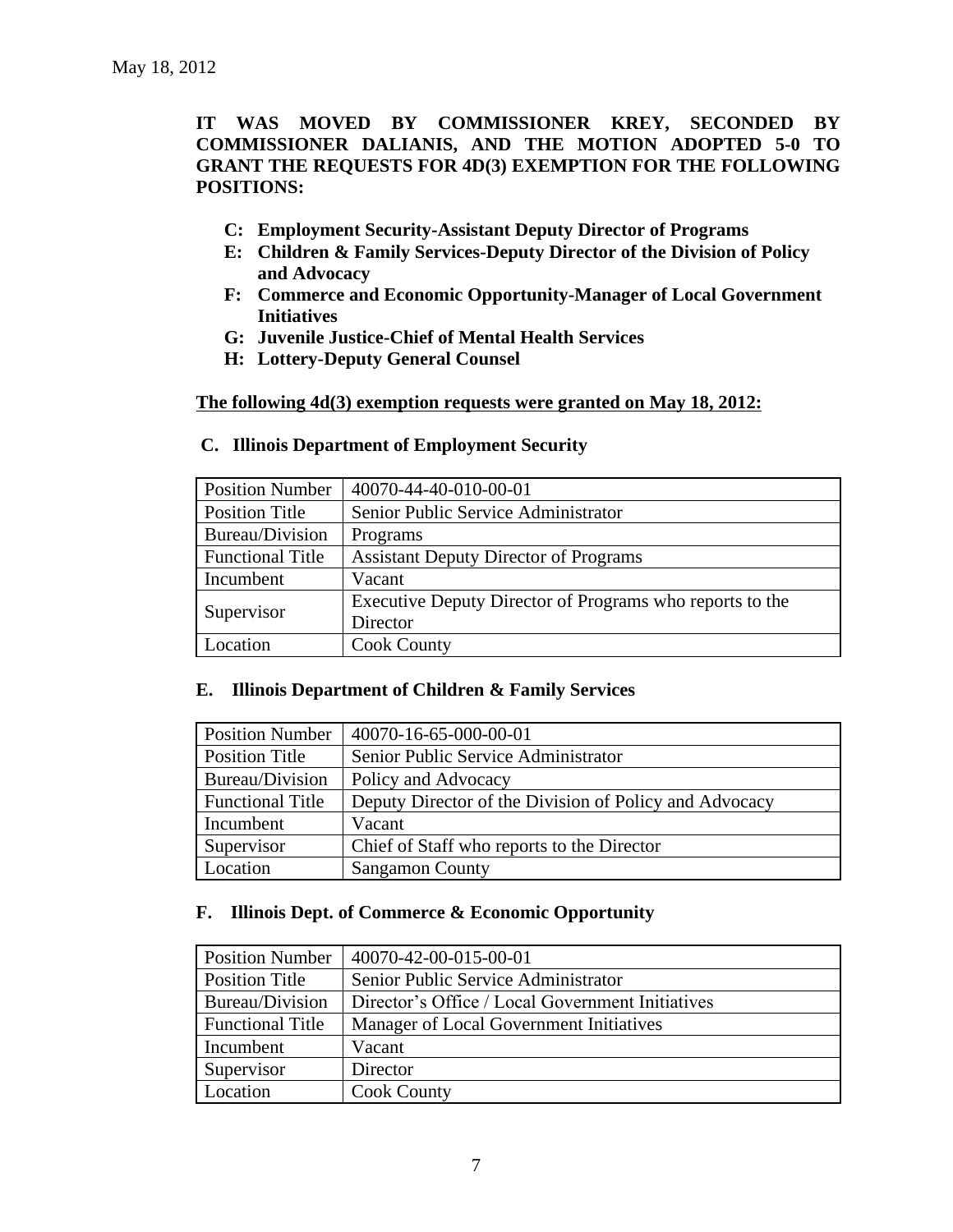May 18, 2012

**IT WAS MOVED BY COMMISSIONER KREY, SECONDED BY COMMISSIONER DALIANIS, AND THE MOTION ADOPTED 5-0 TO GRANT THE REQUESTS FOR 4D(3) EXEMPTION FOR THE FOLLOWING POSITIONS:**

- **C: Employment Security-Assistant Deputy Director of Programs**
- **E: Children & Family Services-Deputy Director of the Division of Policy and Advocacy**
- **F: Commerce and Economic Opportunity-Manager of Local Government Initiatives**
- **G: Juvenile Justice-Chief of Mental Health Services**
- **H: Lottery-Deputy General Counsel**

<u>**The following 4d(3) exemption requests were granted on May 18, 2012:**</u>

**C. Illinois Department of Employment Security**

| Position Number | 40070-44-40-010-00-01 |
|---|---|
| Position Title | Senior Public Service Administrator |
| Bureau/Division | Programs |
| Functional Title | Assistant Deputy Director of Programs |
| Incumbent | Vacant |
| Supervisor | Executive Deputy Director of Programs who reports to the Director |
| Location | Cook County |

**E. Illinois Department of Children & Family Services**

| Position Number | 40070-16-65-000-00-01 |
|---|---|
| Position Title | Senior Public Service Administrator |
| Bureau/Division | Policy and Advocacy |
| Functional Title | Deputy Director of the Division of Policy and Advocacy |
| Incumbent | Vacant |
| Supervisor | Chief of Staff who reports to the Director |
| Location | Sangamon County |

**F. Illinois Dept. of Commerce & Economic Opportunity**

| Position Number | 40070-42-00-015-00-01 |
|---|---|
| Position Title | Senior Public Service Administrator |
| Bureau/Division | Director's Office / Local Government Initiatives |
| Functional Title | Manager of Local Government Initiatives |
| Incumbent | Vacant |
| Supervisor | Director |
| Location | Cook County |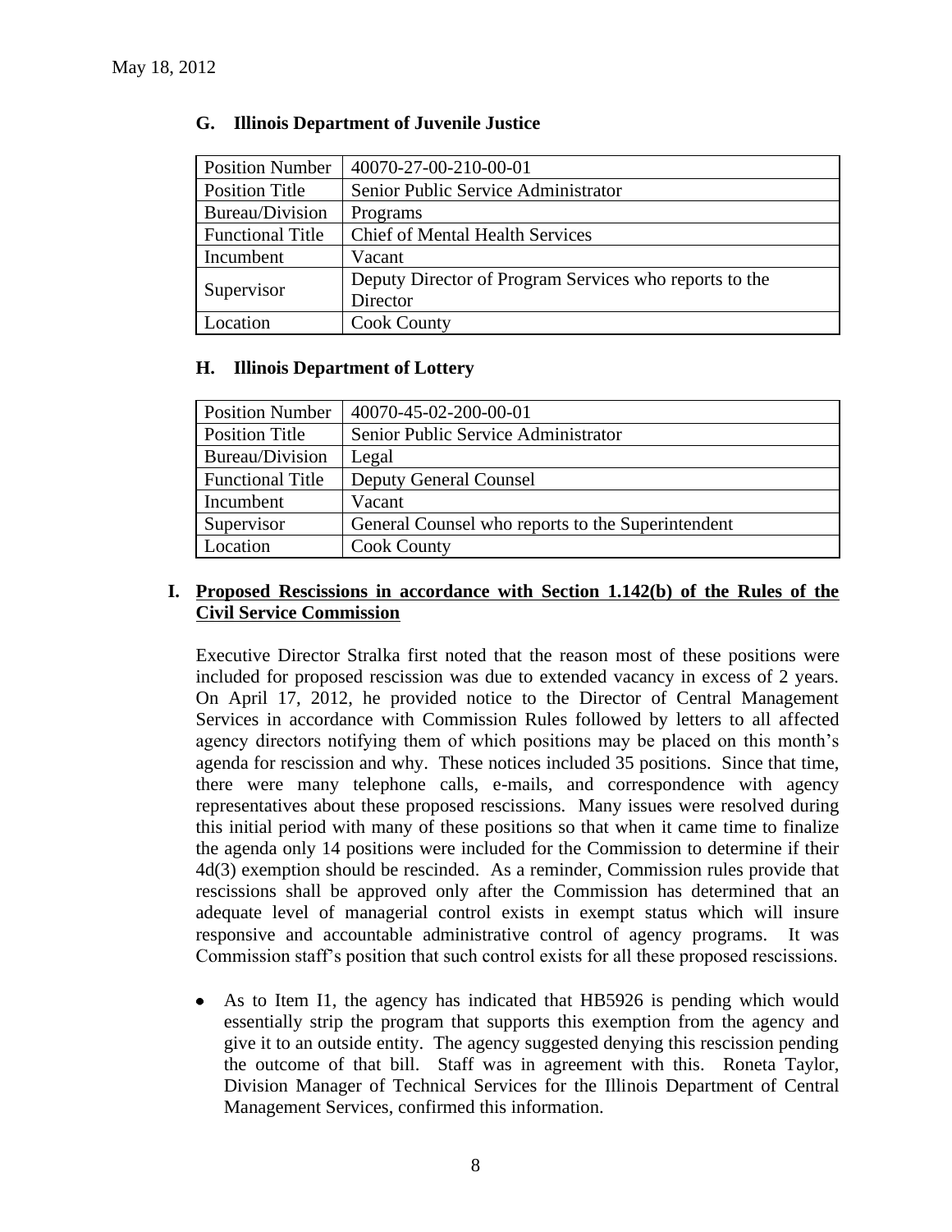May 18, 2012

### G. Illinois Department of Juvenile Justice

| Position Number | 40070-27-00-210-00-01 |
|---|---|
| Position Title | Senior Public Service Administrator |
| Bureau/Division | Programs |
| Functional Title | Chief of Mental Health Services |
| Incumbent | Vacant |
| Supervisor | Deputy Director of Program Services who reports to the Director |
| Location | Cook County |

### H. Illinois Department of Lottery

| Position Number | 40070-45-02-200-00-01 |
|---|---|
| Position Title | Senior Public Service Administrator |
| Bureau/Division | Legal |
| Functional Title | Deputy General Counsel |
| Incumbent | Vacant |
| Supervisor | General Counsel who reports to the Superintendent |
| Location | Cook County |

### I. Proposed Rescissions in accordance with Section 1.142(b) of the Rules of the Civil Service Commission

Executive Director Stralka first noted that the reason most of these positions were included for proposed rescission was due to extended vacancy in excess of 2 years. On April 17, 2012, he provided notice to the Director of Central Management Services in accordance with Commission Rules followed by letters to all affected agency directors notifying them of which positions may be placed on this month's agenda for rescission and why. These notices included 35 positions. Since that time, there were many telephone calls, e-mails, and correspondence with agency representatives about these proposed rescissions. Many issues were resolved during this initial period with many of these positions so that when it came time to finalize the agenda only 14 positions were included for the Commission to determine if their 4d(3) exemption should be rescinded. As a reminder, Commission rules provide that rescissions shall be approved only after the Commission has determined that an adequate level of managerial control exists in exempt status which will insure responsive and accountable administrative control of agency programs. It was Commission staff's position that such control exists for all these proposed rescissions.

- As to Item I1, the agency has indicated that HB5926 is pending which would essentially strip the program that supports this exemption from the agency and give it to an outside entity. The agency suggested denying this rescission pending the outcome of that bill. Staff was in agreement with this. Roneta Taylor, Division Manager of Technical Services for the Illinois Department of Central Management Services, confirmed this information.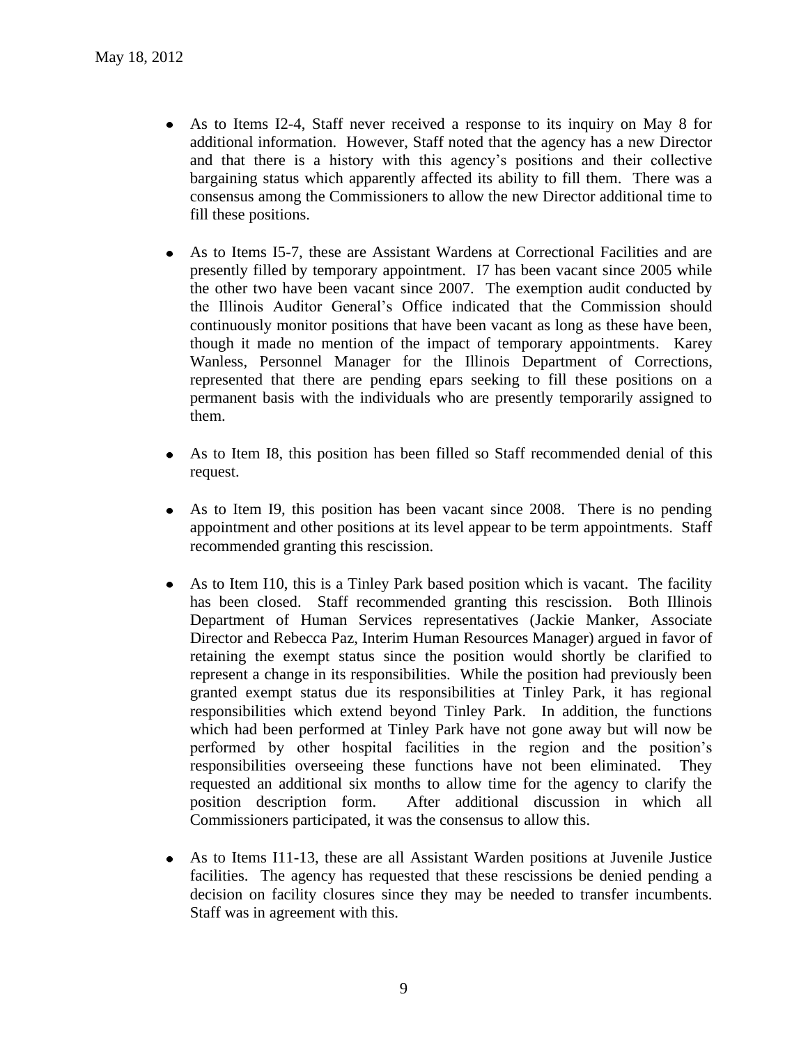- As to Items I2-4, Staff never received a response to its inquiry on May 8 for additional information. However, Staff noted that the agency has a new Director and that there is a history with this agency's positions and their collective bargaining status which apparently affected its ability to fill them. There was a consensus among the Commissioners to allow the new Director additional time to fill these positions.

- As to Items I5-7, these are Assistant Wardens at Correctional Facilities and are presently filled by temporary appointment. I7 has been vacant since 2005 while the other two have been vacant since 2007. The exemption audit conducted by the Illinois Auditor General's Office indicated that the Commission should continuously monitor positions that have been vacant as long as these have been, though it made no mention of the impact of temporary appointments. Karey Wanless, Personnel Manager for the Illinois Department of Corrections, represented that there are pending epars seeking to fill these positions on a permanent basis with the individuals who are presently temporarily assigned to them.

- As to Item I8, this position has been filled so Staff recommended denial of this request.

- As to Item I9, this position has been vacant since 2008. There is no pending appointment and other positions at its level appear to be term appointments. Staff recommended granting this rescission.

- As to Item I10, this is a Tinley Park based position which is vacant. The facility has been closed. Staff recommended granting this rescission. Both Illinois Department of Human Services representatives (Jackie Manker, Associate Director and Rebecca Paz, Interim Human Resources Manager) argued in favor of retaining the exempt status since the position would shortly be clarified to represent a change in its responsibilities. While the position had previously been granted exempt status due its responsibilities at Tinley Park, it has regional responsibilities which extend beyond Tinley Park. In addition, the functions which had been performed at Tinley Park have not gone away but will now be performed by other hospital facilities in the region and the position's responsibilities overseeing these functions have not been eliminated. They requested an additional six months to allow time for the agency to clarify the position description form. After additional discussion in which all Commissioners participated, it was the consensus to allow this.

- As to Items I11-13, these are all Assistant Warden positions at Juvenile Justice facilities. The agency has requested that these rescissions be denied pending a decision on facility closures since they may be needed to transfer incumbents. Staff was in agreement with this.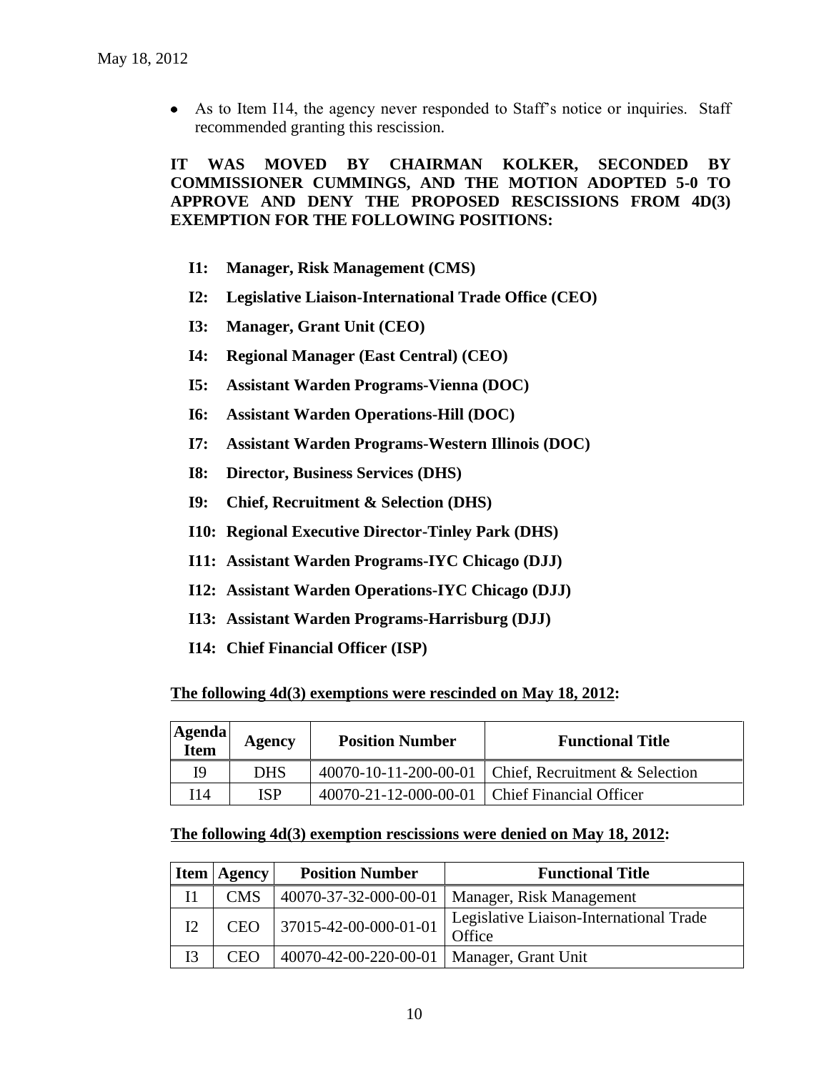- As to Item I14, the agency never responded to Staff's notice or inquiries. Staff recommended granting this rescission.

**IT WAS MOVED BY CHAIRMAN KOLKER, SECONDED BY COMMISSIONER CUMMINGS, AND THE MOTION ADOPTED 5-0 TO APPROVE AND DENY THE PROPOSED RESCISSIONS FROM 4D(3) EXEMPTION FOR THE FOLLOWING POSITIONS:**

**I1: Manager, Risk Management (CMS)**

**I2: Legislative Liaison-International Trade Office (CEO)**

**I3: Manager, Grant Unit (CEO)**

**I4: Regional Manager (East Central) (CEO)**

**I5: Assistant Warden Programs-Vienna (DOC)**

**I6: Assistant Warden Operations-Hill (DOC)**

**I7: Assistant Warden Programs-Western Illinois (DOC)**

**I8: Director, Business Services (DHS)**

**I9: Chief, Recruitment & Selection (DHS)**

**I10: Regional Executive Director-Tinley Park (DHS)**

**I11: Assistant Warden Programs-IYC Chicago (DJJ)**

**I12: Assistant Warden Operations-IYC Chicago (DJJ)**

**I13: Assistant Warden Programs-Harrisburg (DJJ)**

**I14: Chief Financial Officer (ISP)**

**The following 4d(3) exemptions were rescinded on May 18, 2012:**

| Agenda Item | Agency | Position Number | Functional Title |
|---|---|---|---|
| I9 | DHS | 40070-10-11-200-00-01 | Chief, Recruitment & Selection |
| I14 | ISP | 40070-21-12-000-00-01 | Chief Financial Officer |

**The following 4d(3) exemption rescissions were denied on May 18, 2012:**

| Item | Agency | Position Number | Functional Title |
|---|---|---|---|
| I1 | CMS | 40070-37-32-000-00-01 | Manager, Risk Management |
| I2 | CEO | 37015-42-00-000-01-01 | Legislative Liaison-International Trade Office |
| I3 | CEO | 40070-42-00-220-00-01 | Manager, Grant Unit |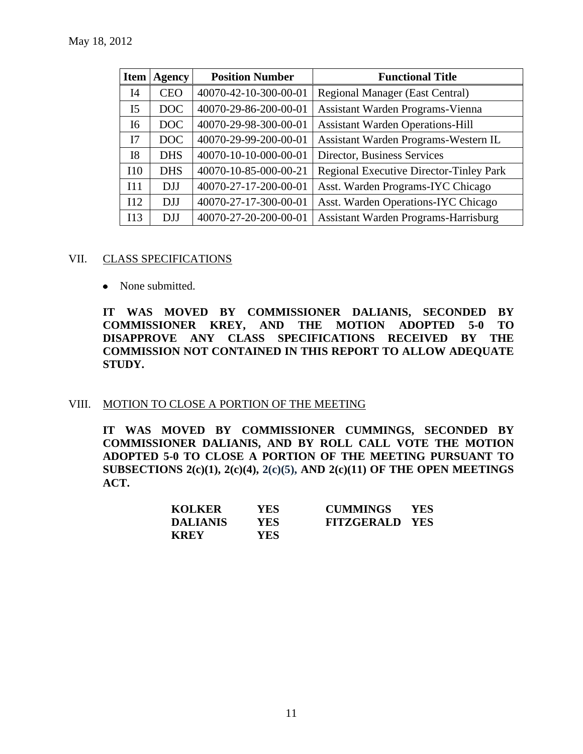| Item | Agency | Position Number | Functional Title |
|---|---|---|---|
| I4 | CEO | 40070-42-10-300-00-01 | Regional Manager (East Central) |
| I5 | DOC | 40070-29-86-200-00-01 | Assistant Warden Programs-Vienna |
| I6 | DOC | 40070-29-98-300-00-01 | Assistant Warden Operations-Hill |
| I7 | DOC | 40070-29-99-200-00-01 | Assistant Warden Programs-Western IL |
| I8 | DHS | 40070-10-10-000-00-01 | Director, Business Services |
| I10 | DHS | 40070-10-85-000-00-21 | Regional Executive Director-Tinley Park |
| I11 | DJJ | 40070-27-17-200-00-01 | Asst. Warden Programs-IYC Chicago |
| I12 | DJJ | 40070-27-17-300-00-01 | Asst. Warden Operations-IYC Chicago |
| I13 | DJJ | 40070-27-20-200-00-01 | Assistant Warden Programs-Harrisburg |

## VII. CLASS SPECIFICATIONS

- None submitted.

**IT WAS MOVED BY COMMISSIONER DALIANIS, SECONDED BY COMMISSIONER KREY, AND THE MOTION ADOPTED 5-0 TO DISAPPROVE ANY CLASS SPECIFICATIONS RECEIVED BY THE COMMISSION NOT CONTAINED IN THIS REPORT TO ALLOW ADEQUATE STUDY.**

## VIII. MOTION TO CLOSE A PORTION OF THE MEETING

**IT WAS MOVED BY COMMISSIONER CUMMINGS, SECONDED BY COMMISSIONER DALIANIS, AND BY ROLL CALL VOTE THE MOTION ADOPTED 5-0 TO CLOSE A PORTION OF THE MEETING PURSUANT TO SUBSECTIONS 2(c)(1), 2(c)(4), 2(c)(5), AND 2(c)(11) OF THE OPEN MEETINGS ACT.**

| | | | |
|---|---|---|---|
| **KOLKER** | **YES** | **CUMMINGS** | **YES** |
| **DALIANIS** | **YES** | **FITZGERALD** | **YES** |
| **KREY** | **YES** | | |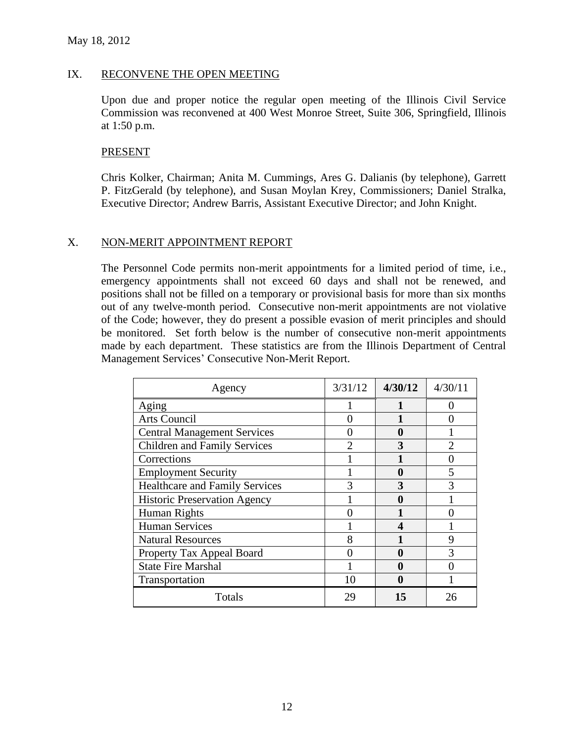May 18, 2012

## IX. RECONVENE THE OPEN MEETING

Upon due and proper notice the regular open meeting of the Illinois Civil Service Commission was reconvened at 400 West Monroe Street, Suite 306, Springfield, Illinois at 1:50 p.m.

### PRESENT

Chris Kolker, Chairman; Anita M. Cummings, Ares G. Dalianis (by telephone), Garrett P. FitzGerald (by telephone), and Susan Moylan Krey, Commissioners; Daniel Stralka, Executive Director; Andrew Barris, Assistant Executive Director; and John Knight.

## X. NON-MERIT APPOINTMENT REPORT

The Personnel Code permits non-merit appointments for a limited period of time, i.e., emergency appointments shall not exceed 60 days and shall not be renewed, and positions shall not be filled on a temporary or provisional basis for more than six months out of any twelve-month period. Consecutive non-merit appointments are not violative of the Code; however, they do present a possible evasion of merit principles and should be monitored. Set forth below is the number of consecutive non-merit appointments made by each department. These statistics are from the Illinois Department of Central Management Services' Consecutive Non-Merit Report.

| Agency | 3/31/12 | **4/30/12** | 4/30/11 |
|---|---|---|---|
| Aging | 1 | **1** | 0 |
| Arts Council | 0 | **1** | 0 |
| Central Management Services | 0 | **0** | 1 |
| Children and Family Services | 2 | **3** | 2 |
| Corrections | 1 | **1** | 0 |
| Employment Security | 1 | **0** | 5 |
| Healthcare and Family Services | 3 | **3** | 3 |
| Historic Preservation Agency | 1 | **0** | 1 |
| Human Rights | 0 | **1** | 0 |
| Human Services | 1 | **4** | 1 |
| Natural Resources | 8 | **1** | 9 |
| Property Tax Appeal Board | 0 | **0** | 3 |
| State Fire Marshal | 1 | **0** | 0 |
| Transportation | 10 | **0** | 1 |
| Totals | 29 | **15** | 26 |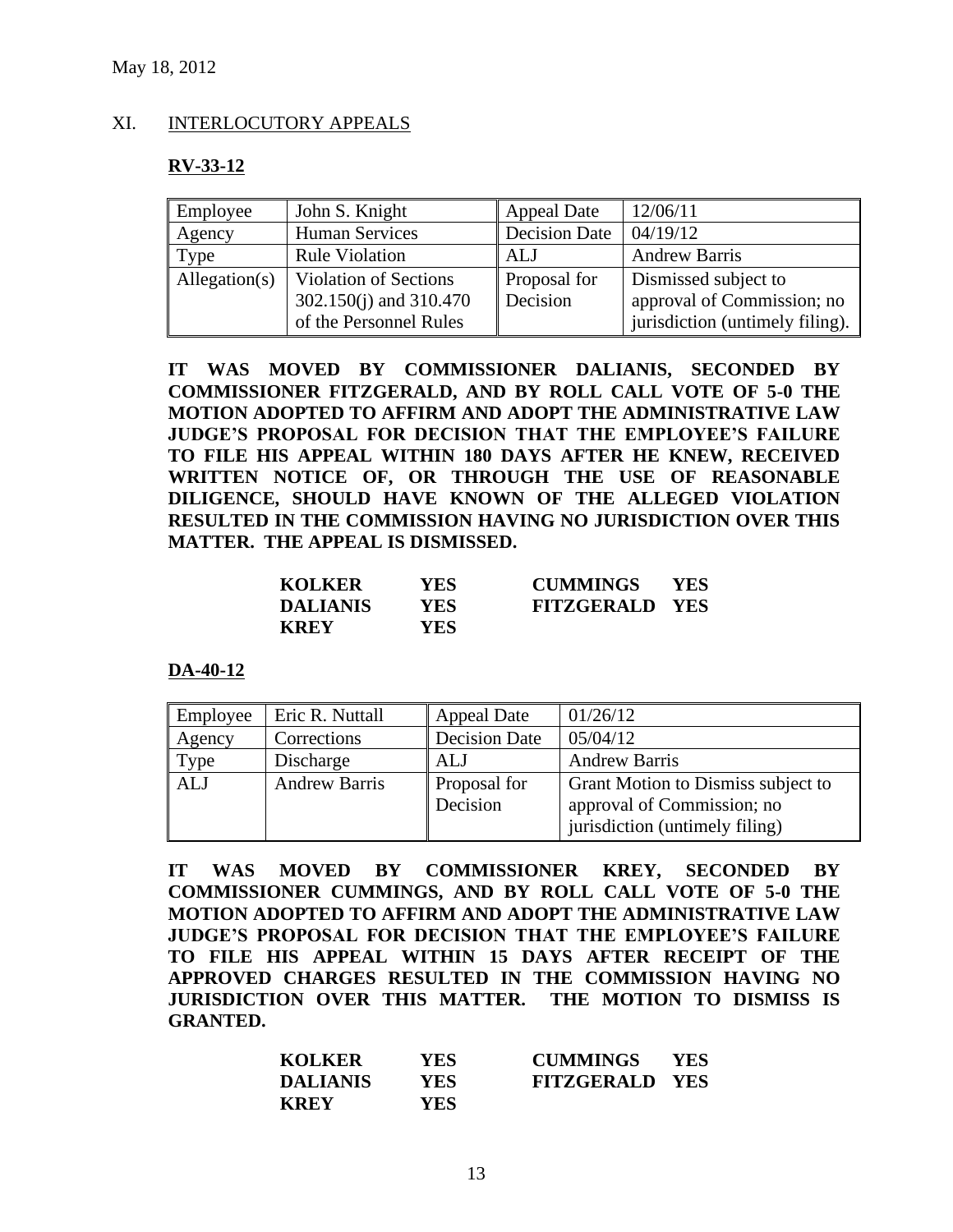May 18, 2012

## XI. INTERLOCUTORY APPEALS

### RV-33-12

| Employee | John S. Knight | Appeal Date | 12/06/11 |
|---|---|---|---|
| Agency | Human Services | Decision Date | 04/19/12 |
| Type | Rule Violation | ALJ | Andrew Barris |
| Allegation(s) | Violation of Sections 302.150(j) and 310.470 of the Personnel Rules | Proposal for Decision | Dismissed subject to approval of Commission; no jurisdiction (untimely filing). |

**IT WAS MOVED BY COMMISSIONER DALIANIS, SECONDED BY COMMISSIONER FITZGERALD, AND BY ROLL CALL VOTE OF 5-0 THE MOTION ADOPTED TO AFFIRM AND ADOPT THE ADMINISTRATIVE LAW JUDGE'S PROPOSAL FOR DECISION THAT THE EMPLOYEE'S FAILURE TO FILE HIS APPEAL WITHIN 180 DAYS AFTER HE KNEW, RECEIVED WRITTEN NOTICE OF, OR THROUGH THE USE OF REASONABLE DILIGENCE, SHOULD HAVE KNOWN OF THE ALLEGED VIOLATION RESULTED IN THE COMMISSION HAVING NO JURISDICTION OVER THIS MATTER. THE APPEAL IS DISMISSED.**

| | | | |
|---|---|---|---|
| **KOLKER** | **YES** | **CUMMINGS** | **YES** |
| **DALIANIS** | **YES** | **FITZGERALD** | **YES** |
| **KREY** | **YES** | | |

### DA-40-12

| Employee | Eric R. Nuttall | Appeal Date | 01/26/12 |
|---|---|---|---|
| Agency | Corrections | Decision Date | 05/04/12 |
| Type | Discharge | ALJ | Andrew Barris |
| ALJ | Andrew Barris | Proposal for Decision | Grant Motion to Dismiss subject to approval of Commission; no jurisdiction (untimely filing) |

**IT WAS MOVED BY COMMISSIONER KREY, SECONDED BY COMMISSIONER CUMMINGS, AND BY ROLL CALL VOTE OF 5-0 THE MOTION ADOPTED TO AFFIRM AND ADOPT THE ADMINISTRATIVE LAW JUDGE'S PROPOSAL FOR DECISION THAT THE EMPLOYEE'S FAILURE TO FILE HIS APPEAL WITHIN 15 DAYS AFTER RECEIPT OF THE APPROVED CHARGES RESULTED IN THE COMMISSION HAVING NO JURISDICTION OVER THIS MATTER. THE MOTION TO DISMISS IS GRANTED.**

| | | | |
|---|---|---|---|
| **KOLKER** | **YES** | **CUMMINGS** | **YES** |
| **DALIANIS** | **YES** | **FITZGERALD** | **YES** |
| **KREY** | **YES** | | |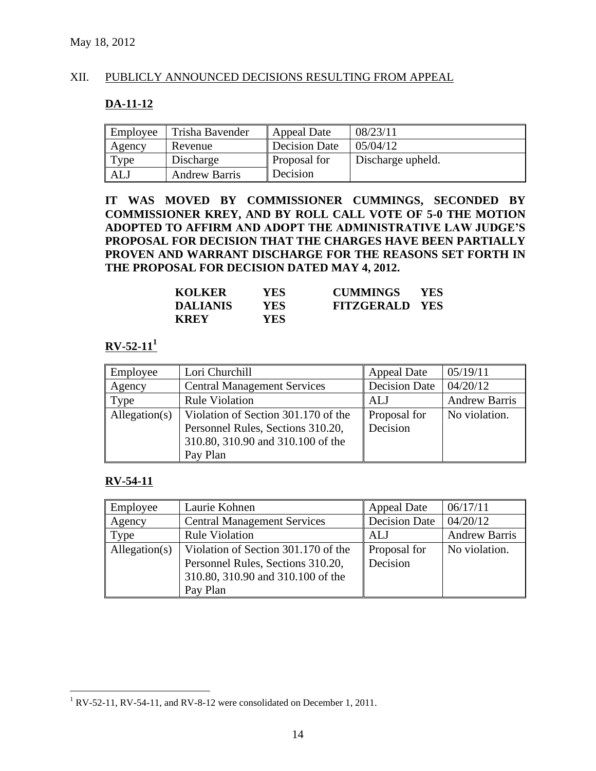May 18, 2012

XII. PUBLICLY ANNOUNCED DECISIONS RESULTING FROM APPEAL

**DA-11-12**

| Employee | Trisha Bavender | Appeal Date | 08/23/11 |
|---|---|---|---|
| Agency | Revenue | Decision Date | 05/04/12 |
| Type | Discharge | Proposal for Decision | Discharge upheld. |
| ALJ | Andrew Barris | | |

**IT WAS MOVED BY COMMISSIONER CUMMINGS, SECONDED BY COMMISSIONER KREY, AND BY ROLL CALL VOTE OF 5-0 THE MOTION ADOPTED TO AFFIRM AND ADOPT THE ADMINISTRATIVE LAW JUDGE'S PROPOSAL FOR DECISION THAT THE CHARGES HAVE BEEN PARTIALLY PROVEN AND WARRANT DISCHARGE FOR THE REASONS SET FORTH IN THE PROPOSAL FOR DECISION DATED MAY 4, 2012.**

| | | | |
|---|---|---|---|
| **KOLKER** | **YES** | **CUMMINGS** | **YES** |
| **DALIANIS** | **YES** | **FITZGERALD** | **YES** |
| **KREY** | **YES** | | |

**RV-52-11[1]**

| Employee | Lori Churchill | Appeal Date | 05/19/11 |
|---|---|---|---|
| Agency | Central Management Services | Decision Date | 04/20/12 |
| Type | Rule Violation | ALJ | Andrew Barris |
| Allegation(s) | Violation of Section 301.170 of the Personnel Rules, Sections 310.20, 310.80, 310.90 and 310.100 of the Pay Plan | Proposal for Decision | No violation. |

**RV-54-11**

| Employee | Laurie Kohnen | Appeal Date | 06/17/11 |
|---|---|---|---|
| Agency | Central Management Services | Decision Date | 04/20/12 |
| Type | Rule Violation | ALJ | Andrew Barris |
| Allegation(s) | Violation of Section 301.170 of the Personnel Rules, Sections 310.20, 310.80, 310.90 and 310.100 of the Pay Plan | Proposal for Decision | No violation. |

[1] RV-52-11, RV-54-11, and RV-8-12 were consolidated on December 1, 2011.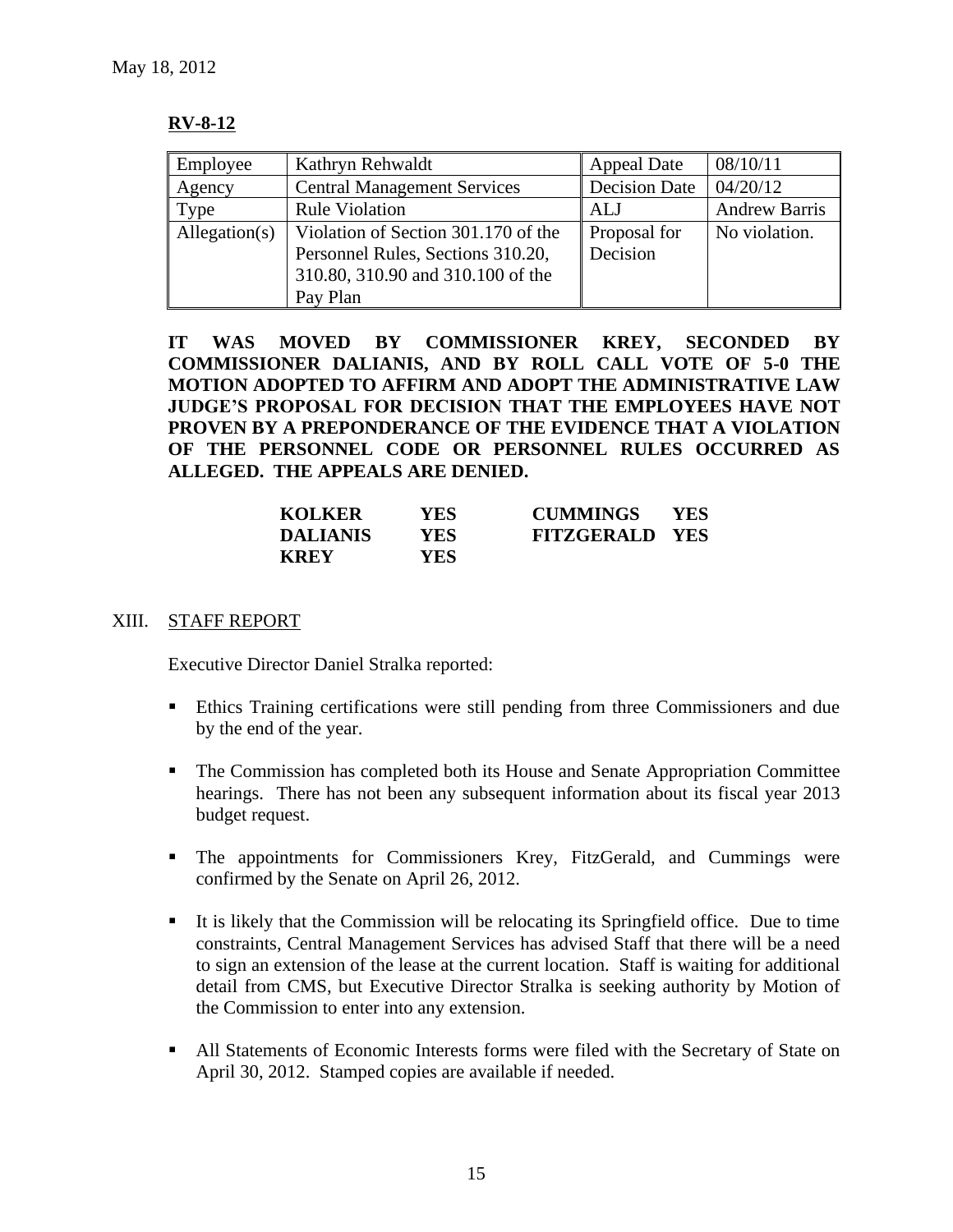May 18, 2012

**RV-8-12**

| Employee | Kathryn Rehwaldt | Appeal Date | 08/10/11 |
|---|---|---|---|
| Agency | Central Management Services | Decision Date | 04/20/12 |
| Type | Rule Violation | ALJ | Andrew Barris |
| Allegation(s) | Violation of Section 301.170 of the Personnel Rules, Sections 310.20, 310.80, 310.90 and 310.100 of the Pay Plan | Proposal for Decision | No violation. |

**IT WAS MOVED BY COMMISSIONER KREY, SECONDED BY COMMISSIONER DALIANIS, AND BY ROLL CALL VOTE OF 5-0 THE MOTION ADOPTED TO AFFIRM AND ADOPT THE ADMINISTRATIVE LAW JUDGE'S PROPOSAL FOR DECISION THAT THE EMPLOYEES HAVE NOT PROVEN BY A PREPONDERANCE OF THE EVIDENCE THAT A VIOLATION OF THE PERSONNEL CODE OR PERSONNEL RULES OCCURRED AS ALLEGED. THE APPEALS ARE DENIED.**

| | | | |
|---|---|---|---|
| **KOLKER** | **YES** | **CUMMINGS** | **YES** |
| **DALIANIS** | **YES** | **FITZGERALD** | **YES** |
| **KREY** | **YES** | | |

## XIII. STAFF REPORT

Executive Director Daniel Stralka reported:

- Ethics Training certifications were still pending from three Commissioners and due by the end of the year.
- The Commission has completed both its House and Senate Appropriation Committee hearings. There has not been any subsequent information about its fiscal year 2013 budget request.
- The appointments for Commissioners Krey, FitzGerald, and Cummings were confirmed by the Senate on April 26, 2012.
- It is likely that the Commission will be relocating its Springfield office. Due to time constraints, Central Management Services has advised Staff that there will be a need to sign an extension of the lease at the current location. Staff is waiting for additional detail from CMS, but Executive Director Stralka is seeking authority by Motion of the Commission to enter into any extension.
- All Statements of Economic Interests forms were filed with the Secretary of State on April 30, 2012. Stamped copies are available if needed.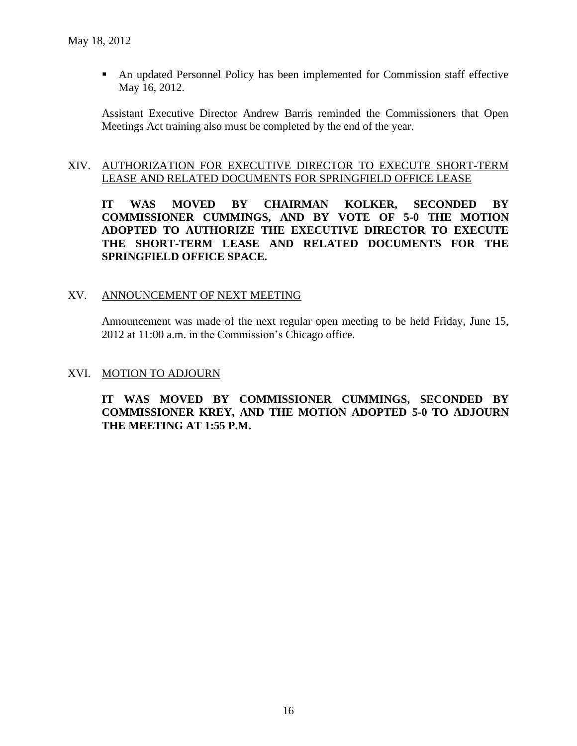- An updated Personnel Policy has been implemented for Commission staff effective May 16, 2012.

Assistant Executive Director Andrew Barris reminded the Commissioners that Open Meetings Act training also must be completed by the end of the year.

## XIV. AUTHORIZATION FOR EXECUTIVE DIRECTOR TO EXECUTE SHORT-TERM LEASE AND RELATED DOCUMENTS FOR SPRINGFIELD OFFICE LEASE

**IT WAS MOVED BY CHAIRMAN KOLKER, SECONDED BY COMMISSIONER CUMMINGS, AND BY VOTE OF 5-0 THE MOTION ADOPTED TO AUTHORIZE THE EXECUTIVE DIRECTOR TO EXECUTE THE SHORT-TERM LEASE AND RELATED DOCUMENTS FOR THE SPRINGFIELD OFFICE SPACE.**

## XV. ANNOUNCEMENT OF NEXT MEETING

Announcement was made of the next regular open meeting to be held Friday, June 15, 2012 at 11:00 a.m. in the Commission's Chicago office.

## XVI. MOTION TO ADJOURN

**IT WAS MOVED BY COMMISSIONER CUMMINGS, SECONDED BY COMMISSIONER KREY, AND THE MOTION ADOPTED 5-0 TO ADJOURN THE MEETING AT 1:55 P.M.**